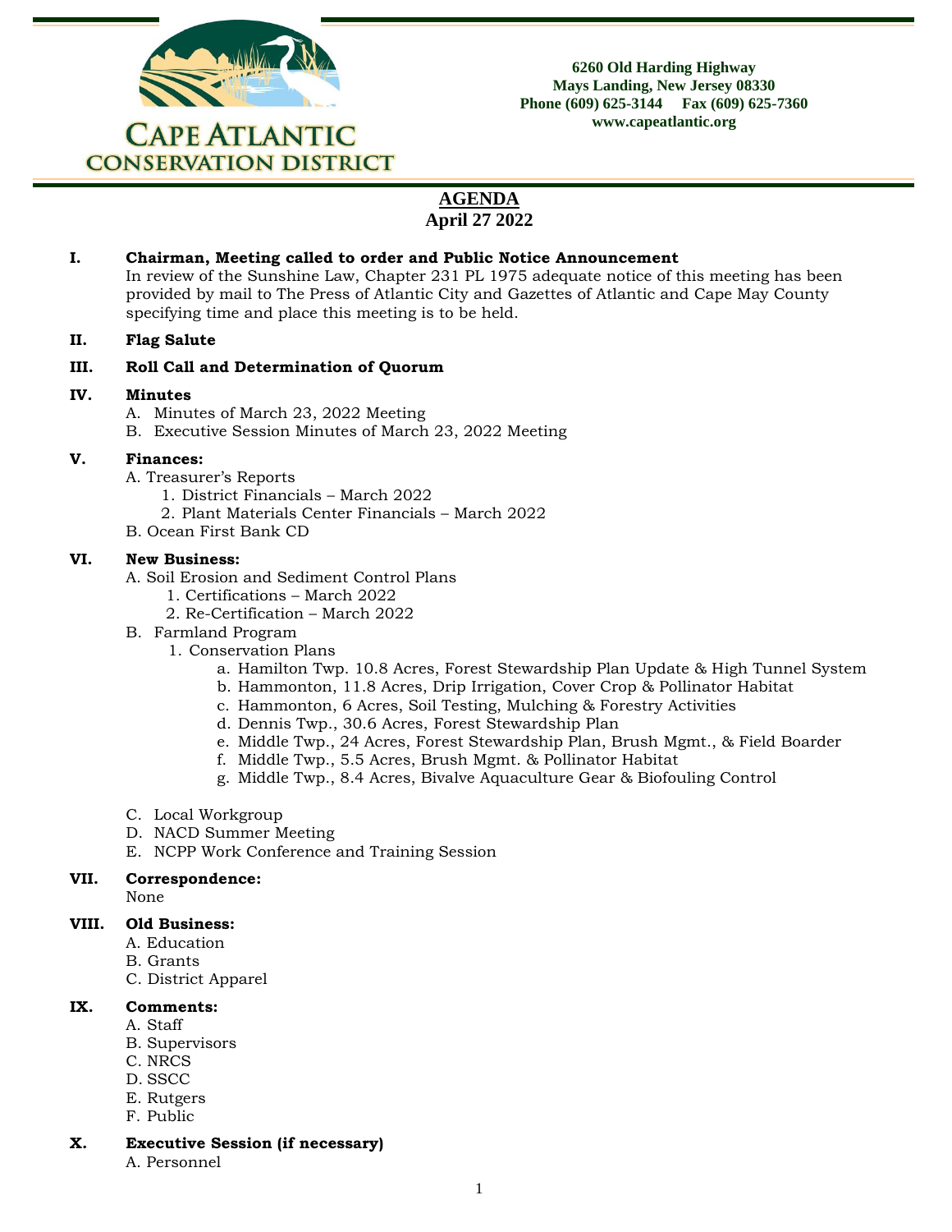**CAPE ATLANTIC CONSERVATION DISTRICT**

**6260 Old Harding Highway**
**Mays Landing, New Jersey 08330**
**Phone (609) 625-3144 Fax (609) 625-7360**
**www.capeatlantic.org**

# AGENDA
## April 27 2022

**I. Chairman, Meeting called to order and Public Notice Announcement**
In review of the Sunshine Law, Chapter 231 PL 1975 adequate notice of this meeting has been provided by mail to The Press of Atlantic City and Gazettes of Atlantic and Cape May County specifying time and place this meeting is to be held.

**II. Flag Salute**

**III. Roll Call and Determination of Quorum**

**IV. Minutes**
- A. Minutes of March 23, 2022 Meeting
- B. Executive Session Minutes of March 23, 2022 Meeting

**V. Finances:**
- A. Treasurer's Reports
  1. District Financials – March 2022
  2. Plant Materials Center Financials – March 2022
- B. Ocean First Bank CD

**VI. New Business:**
- A. Soil Erosion and Sediment Control Plans
  1. Certifications – March 2022
  2. Re-Certification – March 2022
- B. Farmland Program
  1. Conservation Plans
     - a. Hamilton Twp. 10.8 Acres, Forest Stewardship Plan Update & High Tunnel System
     - b. Hammonton, 11.8 Acres, Drip Irrigation, Cover Crop & Pollinator Habitat
     - c. Hammonton, 6 Acres, Soil Testing, Mulching & Forestry Activities
     - d. Dennis Twp., 30.6 Acres, Forest Stewardship Plan
     - e. Middle Twp., 24 Acres, Forest Stewardship Plan, Brush Mgmt., & Field Boarder
     - f. Middle Twp., 5.5 Acres, Brush Mgmt. & Pollinator Habitat
     - g. Middle Twp., 8.4 Acres, Bivalve Aquaculture Gear & Biofouling Control
- C. Local Workgroup
- D. NACD Summer Meeting
- E. NCPP Work Conference and Training Session

**VII. Correspondence:**
None

**VIII. Old Business:**
- A. Education
- B. Grants
- C. District Apparel

**IX. Comments:**
- A. Staff
- B. Supervisors
- C. NRCS
- D. SSCC
- E. Rutgers
- F. Public

**X. Executive Session (if necessary)**
- A. Personnel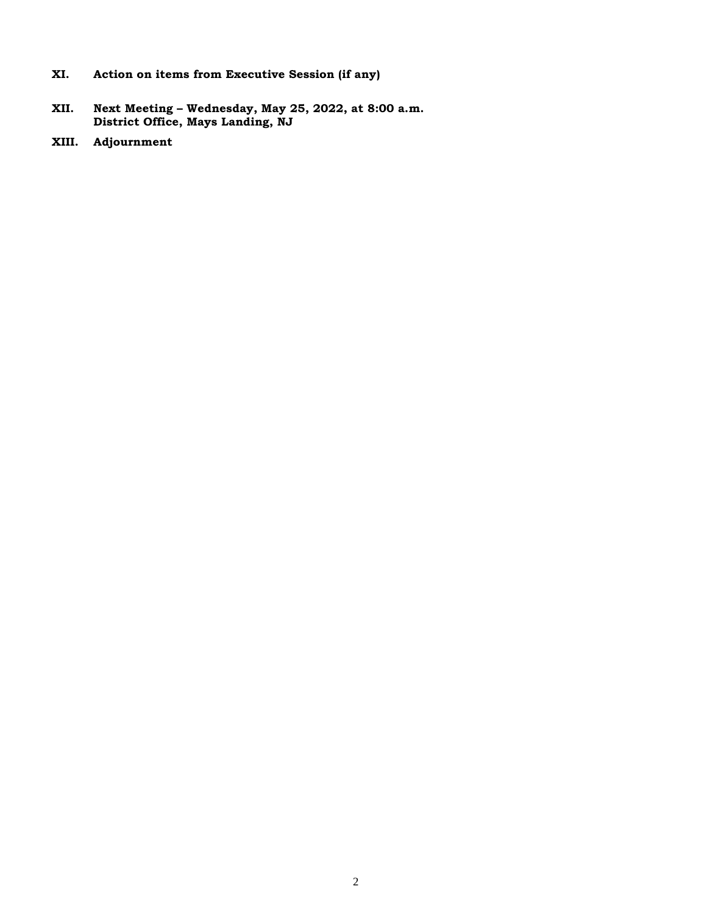**XI. Action on items from Executive Session (if any)**

**XII. Next Meeting – Wednesday, May 25, 2022, at 8:00 a.m.**
**District Office, Mays Landing, NJ**

**XIII. Adjournment**